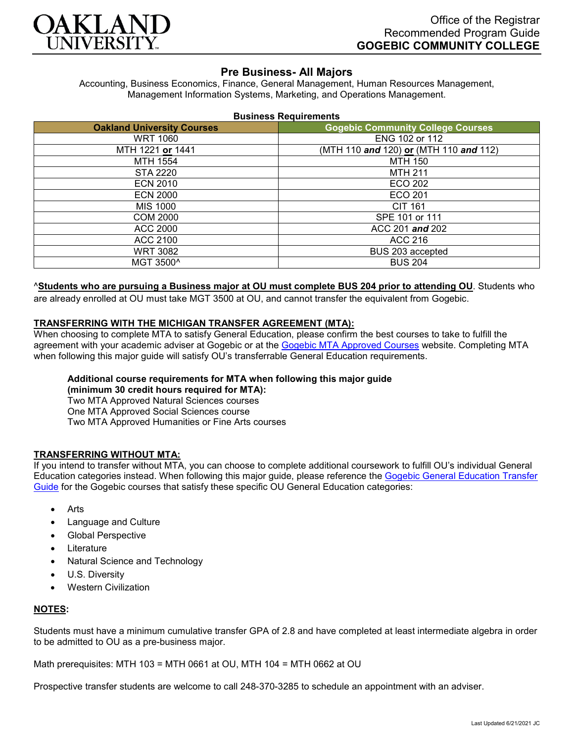Office of the Registrar
Recommended Program Guide
**GOGEBIC COMMUNITY COLLEGE**

# Pre Business- All Majors

Accounting, Business Economics, Finance, General Management, Human Resources Management, Management Information Systems, Marketing, and Operations Management.

**Business Requirements**

| Oakland University Courses | Gogebic Community College Courses |
|---|---|
| WRT 1060 | ENG 102 or 112 |
| MTH 1221 **or** 1441 | (MTH 110 ***and*** 120) **or** (MTH 110 ***and*** 112) |
| MTH 1554 | MTH 150 |
| STA 2220 | MTH 211 |
| ECN 2010 | ECO 202 |
| ECN 2000 | ECO 201 |
| MIS 1000 | CIT 161 |
| COM 2000 | SPE 101 or 111 |
| ACC 2000 | ACC 201 ***and*** 202 |
| ACC 2100 | ACC 216 |
| WRT 3082 | BUS 203 accepted |
| MGT 3500^ | BUS 204 |

^**Students who are pursuing a Business major at OU must complete BUS 204 prior to attending OU**. Students who are already enrolled at OU must take MGT 3500 at OU, and cannot transfer the equivalent from Gogebic.

## TRANSFERRING WITH THE MICHIGAN TRANSFER AGREEMENT (MTA):

When choosing to complete MTA to satisfy General Education, please confirm the best courses to take to fulfill the agreement with your academic adviser at Gogebic or at the Gogebic MTA Approved Courses website. Completing MTA when following this major guide will satisfy OU's transferrable General Education requirements.

**Additional course requirements for MTA when following this major guide (minimum 30 credit hours required for MTA):**
Two MTA Approved Natural Sciences courses
One MTA Approved Social Sciences course
Two MTA Approved Humanities or Fine Arts courses

## TRANSFERRING WITHOUT MTA:

If you intend to transfer without MTA, you can choose to complete additional coursework to fulfill OU's individual General Education categories instead. When following this major guide, please reference the Gogebic General Education Transfer Guide for the Gogebic courses that satisfy these specific OU General Education categories:

- Arts
- Language and Culture
- Global Perspective
- Literature
- Natural Science and Technology
- U.S. Diversity
- Western Civilization

## NOTES:

Students must have a minimum cumulative transfer GPA of 2.8 and have completed at least intermediate algebra in order to be admitted to OU as a pre-business major.

Math prerequisites: MTH 103 = MTH 0661 at OU, MTH 104 = MTH 0662 at OU

Prospective transfer students are welcome to call 248-370-3285 to schedule an appointment with an adviser.

Last Updated 6/21/2021 JC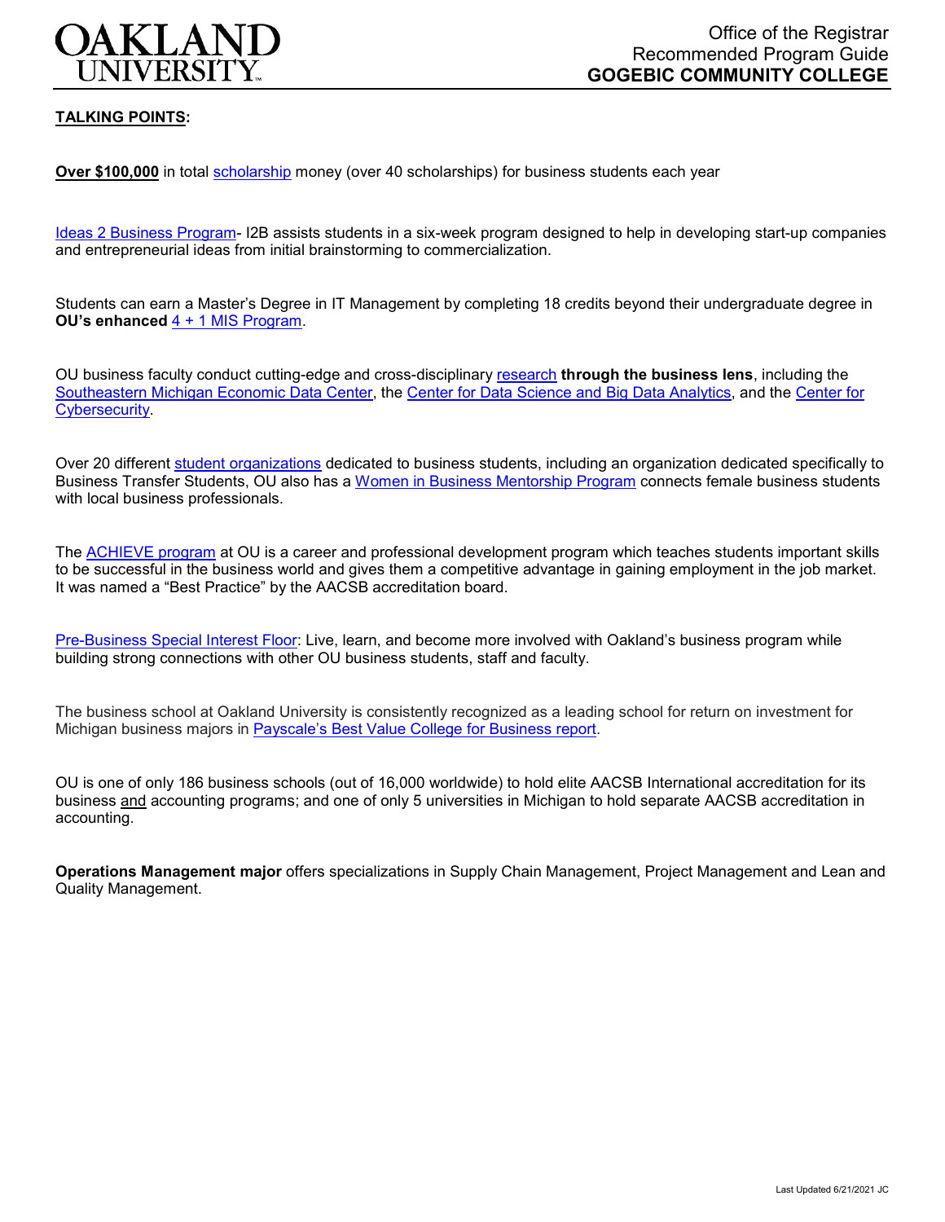**TALKING POINTS:**

**Over $100,000** in total scholarship money (over 40 scholarships) for business students each year

Ideas 2 Business Program- I2B assists students in a six-week program designed to help in developing start-up companies and entrepreneurial ideas from initial brainstorming to commercialization.

Students can earn a Master's Degree in IT Management by completing 18 credits beyond their undergraduate degree in **OU's enhanced** 4 + 1 MIS Program.

OU business faculty conduct cutting-edge and cross-disciplinary research **through the business lens**, including the Southeastern Michigan Economic Data Center, the Center for Data Science and Big Data Analytics, and the Center for Cybersecurity.

Over 20 different student organizations dedicated to business students, including an organization dedicated specifically to Business Transfer Students, OU also has a Women in Business Mentorship Program connects female business students with local business professionals.

The ACHIEVE program at OU is a career and professional development program which teaches students important skills to be successful in the business world and gives them a competitive advantage in gaining employment in the job market. It was named a "Best Practice" by the AACSB accreditation board.

Pre-Business Special Interest Floor: Live, learn, and become more involved with Oakland's business program while building strong connections with other OU business students, staff and faculty.

The business school at Oakland University is consistently recognized as a leading school for return on investment for Michigan business majors in Payscale's Best Value College for Business report.

OU is one of only 186 business schools (out of 16,000 worldwide) to hold elite AACSB International accreditation for its business and accounting programs; and one of only 5 universities in Michigan to hold separate AACSB accreditation in accounting.

**Operations Management major** offers specializations in Supply Chain Management, Project Management and Lean and Quality Management.